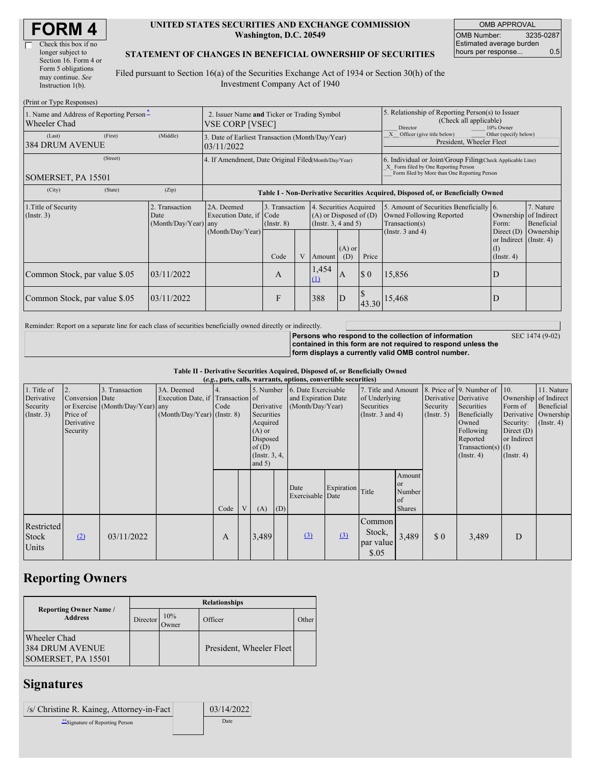# FORM 4

☐ Check this box if no longer subject to Section 16. Form 4 or Form 5 obligations may continue. *See* Instruction 1(b).

**UNITED STATES SECURITIES AND EXCHANGE COMMISSION**
**Washington, D.C. 20549**

**STATEMENT OF CHANGES IN BENEFICIAL OWNERSHIP OF SECURITIES**

Filed pursuant to Section 16(a) of the Securities Exchange Act of 1934 or Section 30(h) of the Investment Company Act of 1940

| OMB APPROVAL | |
|---|---|
| OMB Number: | 3235-0287 |
| Estimated average burden hours per response... | 0.5 |

(Print or Type Responses)

| | | |
|---|---|---|
| 1. Name and Address of Reporting Person * <br> Wheeler Chad <br> (Last) (First) (Middle) <br> 384 DRUM AVENUE <br> (Street) <br> SOMERSET, PA 15501 <br> (City) (State) (Zip) | 2. Issuer Name **and** Ticker or Trading Symbol <br> VSE CORP [VSEC] <br><br> 3. Date of Earliest Transaction (Month/Day/Year) <br> 03/11/2022 <br><br> 4. If Amendment, Date Original Filed (Month/Day/Year) | 5. Relationship of Reporting Person(s) to Issuer (Check all applicable) <br> ___ Director ___ 10% Owner <br> _X_ Officer (give title below) ___ Other (specify below) <br> President, Wheeler Fleet <br><br> 6. Individual or Joint/Group Filing (Check Applicable Line) <br> _X_ Form filed by One Reporting Person <br> ___ Form filed by More than One Reporting Person |

**Table I - Non-Derivative Securities Acquired, Disposed of, or Beneficially Owned**

| 1.Title of Security (Instr. 3) | 2. Transaction Date (Month/Day/Year) | 2A. Deemed Execution Date, if any (Month/Day/Year) | 3. Transaction Code (Instr. 8) | | 4. Securities Acquired (A) or Disposed of (D) (Instr. 3, 4 and 5) | | | 5. Amount of Securities Beneficially Owned Following Reported Transaction(s) (Instr. 3 and 4) | 6. Ownership Form: Direct (D) or Indirect (I) (Instr. 4) | 7. Nature of Indirect Beneficial Ownership (Instr. 4) |
|---|---|---|---|---|---|---|---|---|---|---|
| | | | Code | V | Amount | (A) or (D) | Price | | | |
| Common Stock, par value $.05 | 03/11/2022 | | A | | 1,454 (1) | A | $ 0 | 15,856 | D | |
| Common Stock, par value $.05 | 03/11/2022 | | F | | 388 | D | $ 43.30 | 15,468 | D | |

Reminder: Report on a separate line for each class of securities beneficially owned directly or indirectly.

**Persons who respond to the collection of information contained in this form are not required to respond unless the form displays a currently valid OMB control number.** SEC 1474 (9-02)

**Table II - Derivative Securities Acquired, Disposed of, or Beneficially Owned**
***(e.g.*, puts, calls, warrants, options, convertible securities)**

| 1. Title of Derivative Security (Instr. 3) | 2. Conversion or Exercise Price of Derivative Security | 3. Transaction Date (Month/Day/Year) | 3A. Deemed Execution Date, if any (Month/Day/Year) | 4. Transaction Code (Instr. 8) | | 5. Number of Derivative Securities Acquired (A) or Disposed of (D) (Instr. 3, 4, and 5) | | 6. Date Exercisable and Expiration Date (Month/Day/Year) | | 7. Title and Amount of Underlying Securities (Instr. 3 and 4) | | 8. Price of Derivative Security (Instr. 5) | 9. Number of Derivative Securities Beneficially Owned Following Reported Transaction(s) (Instr. 4) | 10. Ownership Form of Derivative Security: Direct (D) or Indirect (I) (Instr. 4) | 11. Nature of Indirect Beneficial Ownership (Instr. 4) |
|---|---|---|---|---|---|---|---|---|---|---|---|---|---|---|---|
| | | | | Code | V | (A) | (D) | Date Exercisable | Expiration Date | Title | Amount or Number of Shares | | | | |
| Restricted Stock Units | (2) | 03/11/2022 | | A | | 3,489 | | (3) | (3) | Common Stock, par value $.05 | 3,489 | $ 0 | 3,489 | D | |

## Reporting Owners

| Reporting Owner Name / Address | Relationships | | | |
|---|---|---|---|---|
| | Director | 10% Owner | Officer | Other |
| Wheeler Chad <br> 384 DRUM AVENUE <br> SOMERSET, PA 15501 | | | President, Wheeler Fleet | |

## Signatures

| | |
|---|---|
| /s/ Christine R. Kaineg, Attorney-in-Fact | 03/14/2022 |
| ** Signature of Reporting Person | Date |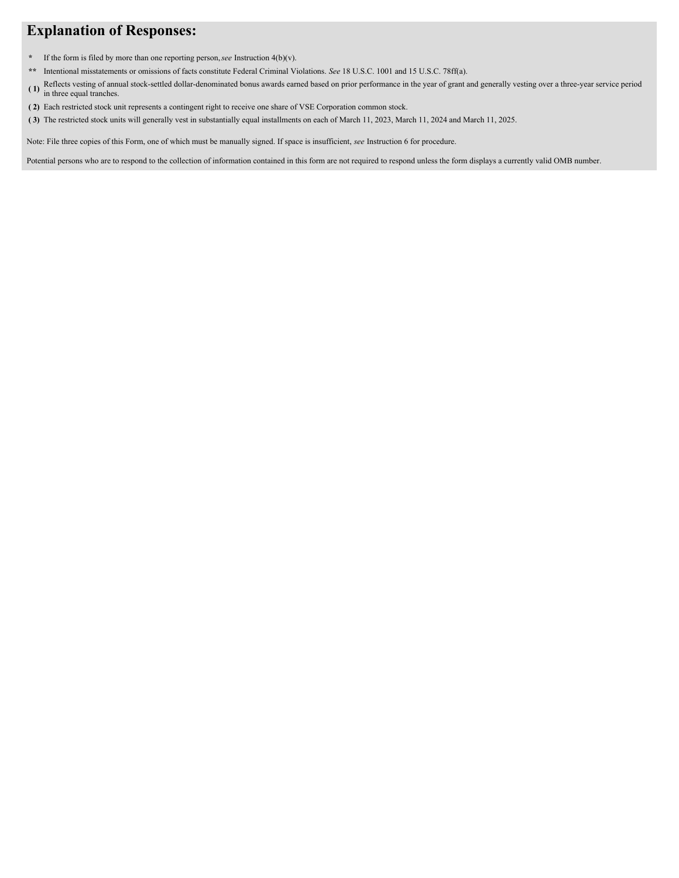# Explanation of Responses:

\* If the form is filed by more than one reporting person, *see* Instruction 4(b)(v).

\*\* Intentional misstatements or omissions of facts constitute Federal Criminal Violations. *See* 18 U.S.C. 1001 and 15 U.S.C. 78ff(a).

**( 1)** Reflects vesting of annual stock-settled dollar-denominated bonus awards earned based on prior performance in the year of grant and generally vesting over a three-year service period in three equal tranches.

**( 2)** Each restricted stock unit represents a contingent right to receive one share of VSE Corporation common stock.

**( 3)** The restricted stock units will generally vest in substantially equal installments on each of March 11, 2023, March 11, 2024 and March 11, 2025.

Note: File three copies of this Form, one of which must be manually signed. If space is insufficient, *see* Instruction 6 for procedure.

Potential persons who are to respond to the collection of information contained in this form are not required to respond unless the form displays a currently valid OMB number.